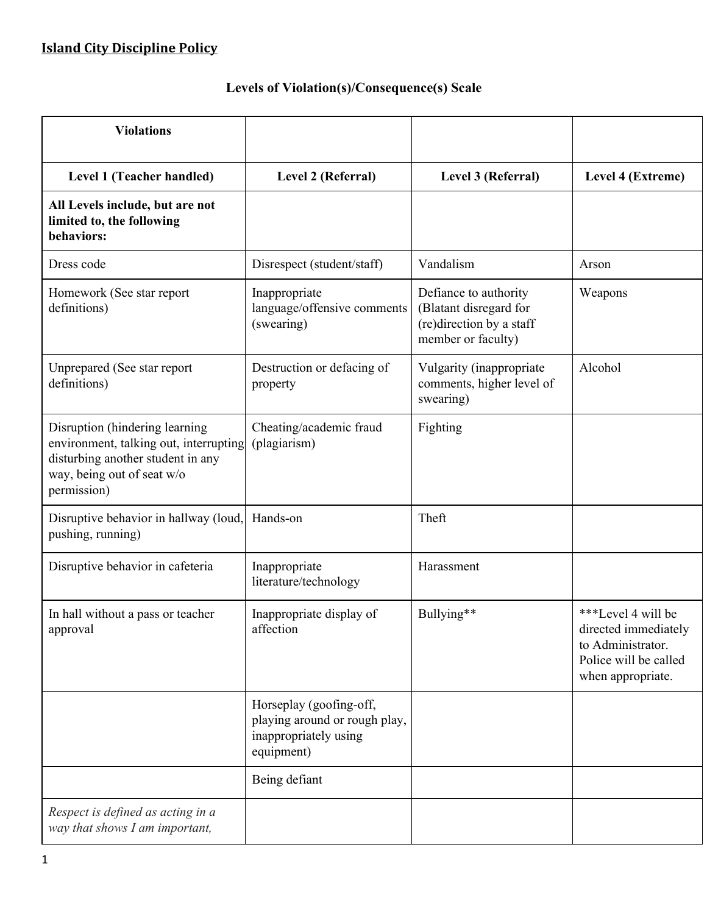**Island City Discipline Policy**

## Levels of Violation(s)/Consequence(s) Scale

| Violations | | | |
|---|---|---|---|
| **Level 1 (Teacher handled)** | **Level 2 (Referral)** | **Level 3 (Referral)** | **Level 4 (Extreme)** |
| **All Levels include, but are not limited to, the following behaviors:** | | | |
| Dress code | Disrespect (student/staff) | Vandalism | Arson |
| Homework (See star report definitions) | Inappropriate language/offensive comments (swearing) | Defiance to authority (Blatant disregard for (re)direction by a staff member or faculty) | Weapons |
| Unprepared (See star report definitions) | Destruction or defacing of property | Vulgarity (inappropriate comments, higher level of swearing) | Alcohol |
| Disruption (hindering learning environment, talking out, interrupting disturbing another student in any way, being out of seat w/o permission) | Cheating/academic fraud (plagiarism) | Fighting | |
| Disruptive behavior in hallway (loud, pushing, running) | Hands-on | Theft | |
| Disruptive behavior in cafeteria | Inappropriate literature/technology | Harassment | |
| In hall without a pass or teacher approval | Inappropriate display of affection | Bullying** | ***Level 4 will be directed immediately to Administrator. Police will be called when appropriate. |
| | Horseplay (goofing-off, playing around or rough play, inappropriately using equipment) | | |
| | Being defiant | | |
| *Respect is defined as acting in a way that shows I am important,* | | | |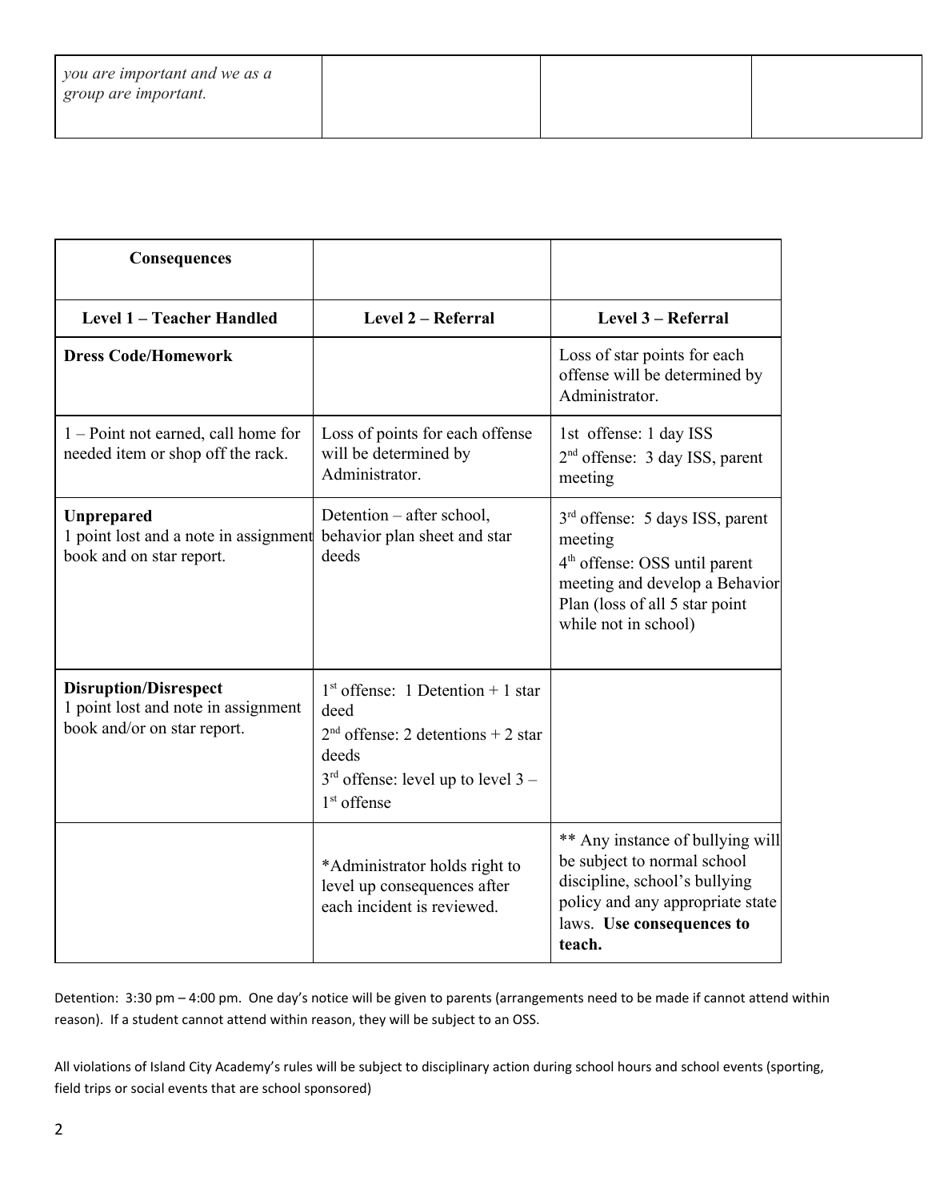| *you are important and we as a group are important.* | | | |
|---|---|---|---|

| **Consequences** | | |
|---|---|---|
| **Level 1 – Teacher Handled** | **Level 2 – Referral** | **Level 3 – Referral** |
| **Dress Code/Homework** | | Loss of star points for each offense will be determined by Administrator. |
| 1 – Point not earned, call home for needed item or shop off the rack. | Loss of points for each offense will be determined by Administrator. | 1st offense: 1 day ISS<br>2nd offense: 3 day ISS, parent meeting |
| **Unprepared**<br>1 point lost and a note in assignment book and on star report. | Detention – after school, behavior plan sheet and star deeds | 3rd offense: 5 days ISS, parent meeting<br>4th offense: OSS until parent meeting and develop a Behavior Plan (loss of all 5 star point while not in school) |
| **Disruption/Disrespect**<br>1 point lost and note in assignment book and/or on star report. | 1st offense: 1 Detention + 1 star deed<br>2nd offense: 2 detentions + 2 star deeds<br>3rd offense: level up to level 3 – 1st offense | |
| | *Administrator holds right to level up consequences after each incident is reviewed. | ** Any instance of bullying will be subject to normal school discipline, school's bullying policy and any appropriate state laws. **Use consequences to teach.** |

Detention: 3:30 pm – 4:00 pm. One day's notice will be given to parents (arrangements need to be made if cannot attend within reason). If a student cannot attend within reason, they will be subject to an OSS.

All violations of Island City Academy's rules will be subject to disciplinary action during school hours and school events (sporting, field trips or social events that are school sponsored)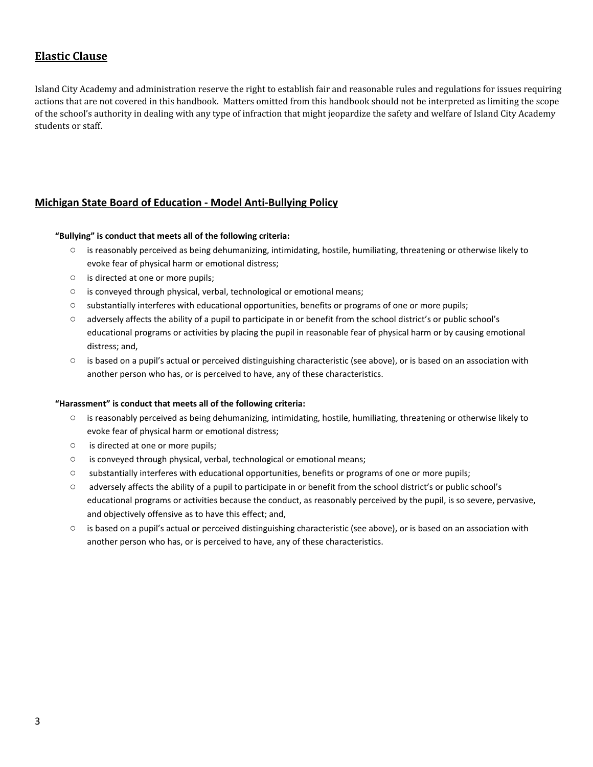## Elastic Clause

Island City Academy and administration reserve the right to establish fair and reasonable rules and regulations for issues requiring actions that are not covered in this handbook. Matters omitted from this handbook should not be interpreted as limiting the scope of the school's authority in dealing with any type of infraction that might jeopardize the safety and welfare of Island City Academy students or staff.

## Michigan State Board of Education - Model Anti-Bullying Policy

**"Bullying" is conduct that meets all of the following criteria:**

- is reasonably perceived as being dehumanizing, intimidating, hostile, humiliating, threatening or otherwise likely to evoke fear of physical harm or emotional distress;
- is directed at one or more pupils;
- is conveyed through physical, verbal, technological or emotional means;
- substantially interferes with educational opportunities, benefits or programs of one or more pupils;
- adversely affects the ability of a pupil to participate in or benefit from the school district's or public school's educational programs or activities by placing the pupil in reasonable fear of physical harm or by causing emotional distress; and,
- is based on a pupil's actual or perceived distinguishing characteristic (see above), or is based on an association with another person who has, or is perceived to have, any of these characteristics.

**"Harassment" is conduct that meets all of the following criteria:**

- is reasonably perceived as being dehumanizing, intimidating, hostile, humiliating, threatening or otherwise likely to evoke fear of physical harm or emotional distress;
- is directed at one or more pupils;
- is conveyed through physical, verbal, technological or emotional means;
- substantially interferes with educational opportunities, benefits or programs of one or more pupils;
- adversely affects the ability of a pupil to participate in or benefit from the school district's or public school's educational programs or activities because the conduct, as reasonably perceived by the pupil, is so severe, pervasive, and objectively offensive as to have this effect; and,
- is based on a pupil's actual or perceived distinguishing characteristic (see above), or is based on an association with another person who has, or is perceived to have, any of these characteristics.